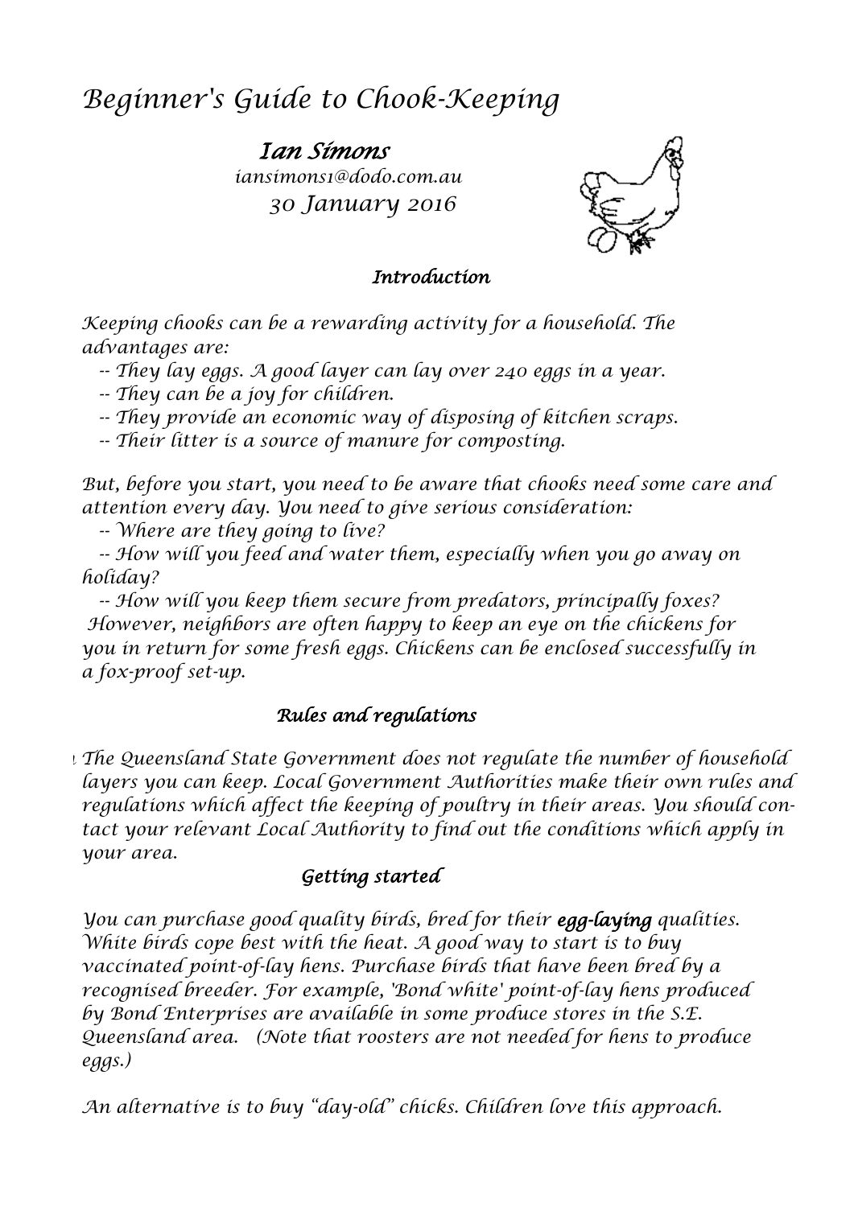# Beginner's Guide to Chook-Keeping

**Ian Simons**
*iansimons1@dodo.com.au*
*30 January 2016*

### Introduction

Keeping chooks can be a rewarding activity for a household. The advantages are:

-- They lay eggs. A good layer can lay over 240 eggs in a year.
-- They can be a joy for children.
-- They provide an economic way of disposing of kitchen scraps.
-- Their litter is a source of manure for composting.

But, before you start, you need to be aware that chooks need some care and attention every day. You need to give serious consideration:

-- Where are they going to live?
-- How will you feed and water them, especially when you go away on holiday?
-- How will you keep them secure from predators, principally foxes?

However, neighbors are often happy to keep an eye on the chickens for you in return for some fresh eggs. Chickens can be enclosed successfully in a fox-proof set-up.

### Rules and regulations

The Queensland State Government does not regulate the number of household layers you can keep. Local Government Authorities make their own rules and regulations which affect the keeping of poultry in their areas. You should contact your relevant Local Authority to find out the conditions which apply in your area.

### Getting started

You can purchase good quality birds, bred for their **egg-laying** qualities. White birds cope best with the heat. A good way to start is to buy vaccinated point-of-lay hens. Purchase birds that have been bred by a recognised breeder. For example, 'Bond white' point-of-lay hens produced by Bond Enterprises are available in some produce stores in the S.E. Queensland area. (Note that roosters are not needed for hens to produce eggs.)

An alternative is to buy “day-old” chicks. Children love this approach.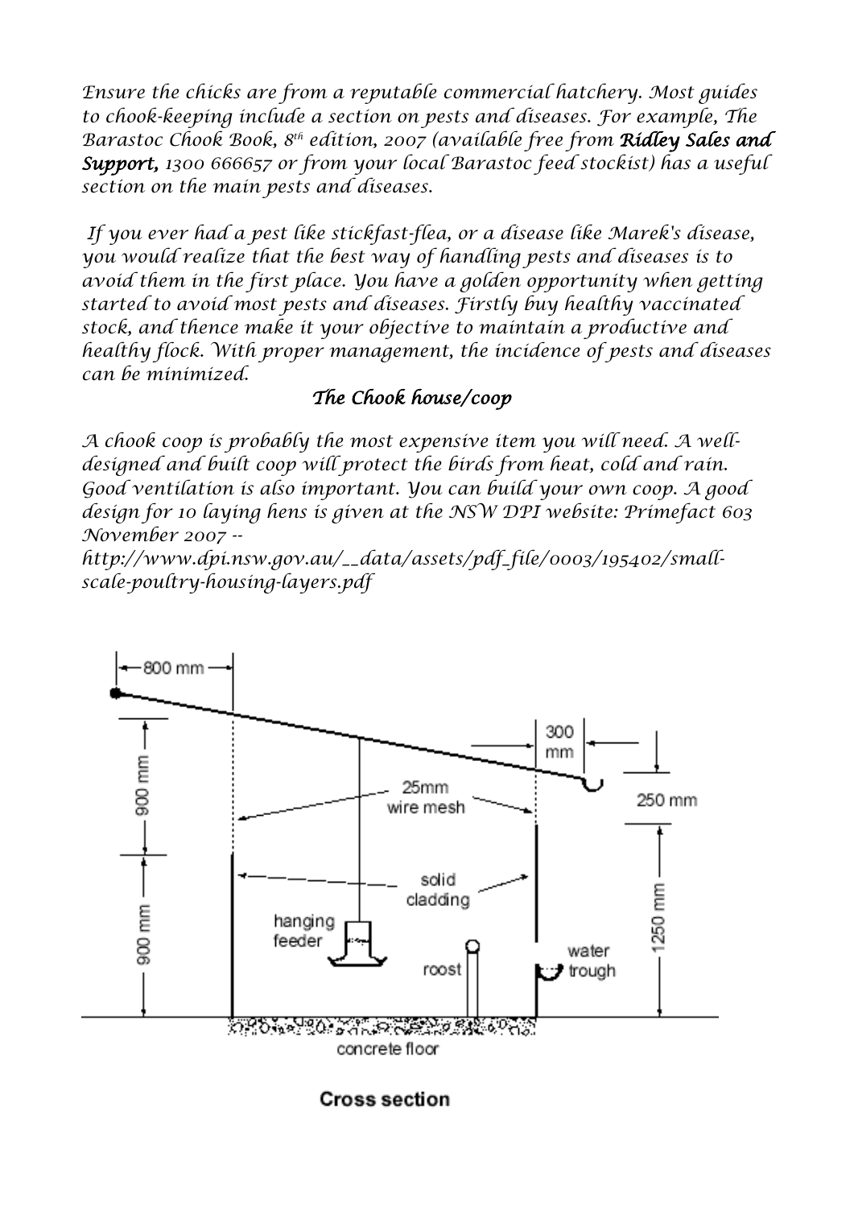*Ensure the chicks are from a reputable commercial hatchery. Most guides to chook-keeping include a section on pests and diseases. For example, The Barastoc Chook Book, 8th edition, 2007 (available free from* ***Ridley Sales and Support,*** *1300 666657 or from your local Barastoc feed stockist) has a useful section on the main pests and diseases.*

*If you ever had a pest like stickfast-flea, or a disease like Marek's disease, you would realize that the best way of handling pests and diseases is to avoid them in the first place. You have a golden opportunity when getting started to avoid most pests and diseases. Firstly buy healthy vaccinated stock, and thence make it your objective to maintain a productive and healthy flock. With proper management, the incidence of pests and diseases can be minimized.*

### *The Chook house/coop*

*A chook coop is probably the most expensive item you will need. A well-designed and built coop will protect the birds from heat, cold and rain. Good ventilation is also important. You can build your own coop. A good design for 10 laying hens is given at the NSW DPI website: Primefact 603 November 2007 -- http://www.dpi.nsw.gov.au/__data/assets/pdf_file/0003/195402/small-scale-poultry-housing-layers.pdf*

800 mm, 900 mm, 900 mm, 300 mm, 250 mm, 1250 mm, 25mm wire mesh, solid cladding, hanging feeder, roost, water trough, concrete floor

**Cross section**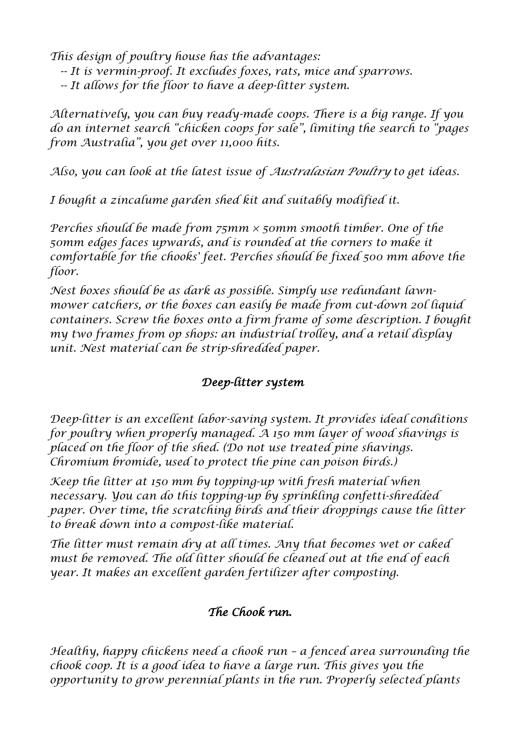*This design of poultry house has the advantages:*

*-- It is vermin-proof. It excludes foxes, rats, mice and sparrows.*

*-- It allows for the floor to have a deep-litter system.*

*Alternatively, you can buy ready-made coops. There is a big range. If you do an internet search "chicken coops for sale", limiting the search to "pages from Australia", you get over 11,000 hits.*

*Also, you can look at the latest issue of Australasian Poultry to get ideas.*

*I bought a zincalume garden shed kit and suitably modified it.*

*Perches should be made from 75mm × 50mm smooth timber. One of the 50mm edges faces upwards, and is rounded at the corners to make it comfortable for the chooks' feet. Perches should be fixed 500 mm above the floor.*

*Nest boxes should be as dark as possible. Simply use redundant lawn-mower catchers, or the boxes can easily be made from cut-down 20l liquid containers. Screw the boxes onto a firm frame of some description. I bought my two frames from op shops: an industrial trolley, and a retail display unit. Nest material can be strip-shredded paper.*

## *Deep-litter system*

*Deep-litter is an excellent labor-saving system. It provides ideal conditions for poultry when properly managed. A 150 mm layer of wood shavings is placed on the floor of the shed. (Do not use treated pine shavings. Chromium bromide, used to protect the pine can poison birds.)*

*Keep the litter at 150 mm by topping-up with fresh material when necessary. You can do this topping-up by sprinkling confetti-shredded paper. Over time, the scratching birds and their droppings cause the litter to break down into a compost-like material.*

*The litter must remain dry at all times. Any that becomes wet or caked must be removed. The old litter should be cleaned out at the end of each year. It makes an excellent garden fertilizer after composting.*

## *The Chook run.*

*Healthy, happy chickens need a chook run – a fenced area surrounding the chook coop. It is a good idea to have a large run. This gives you the opportunity to grow perennial plants in the run. Properly selected plants*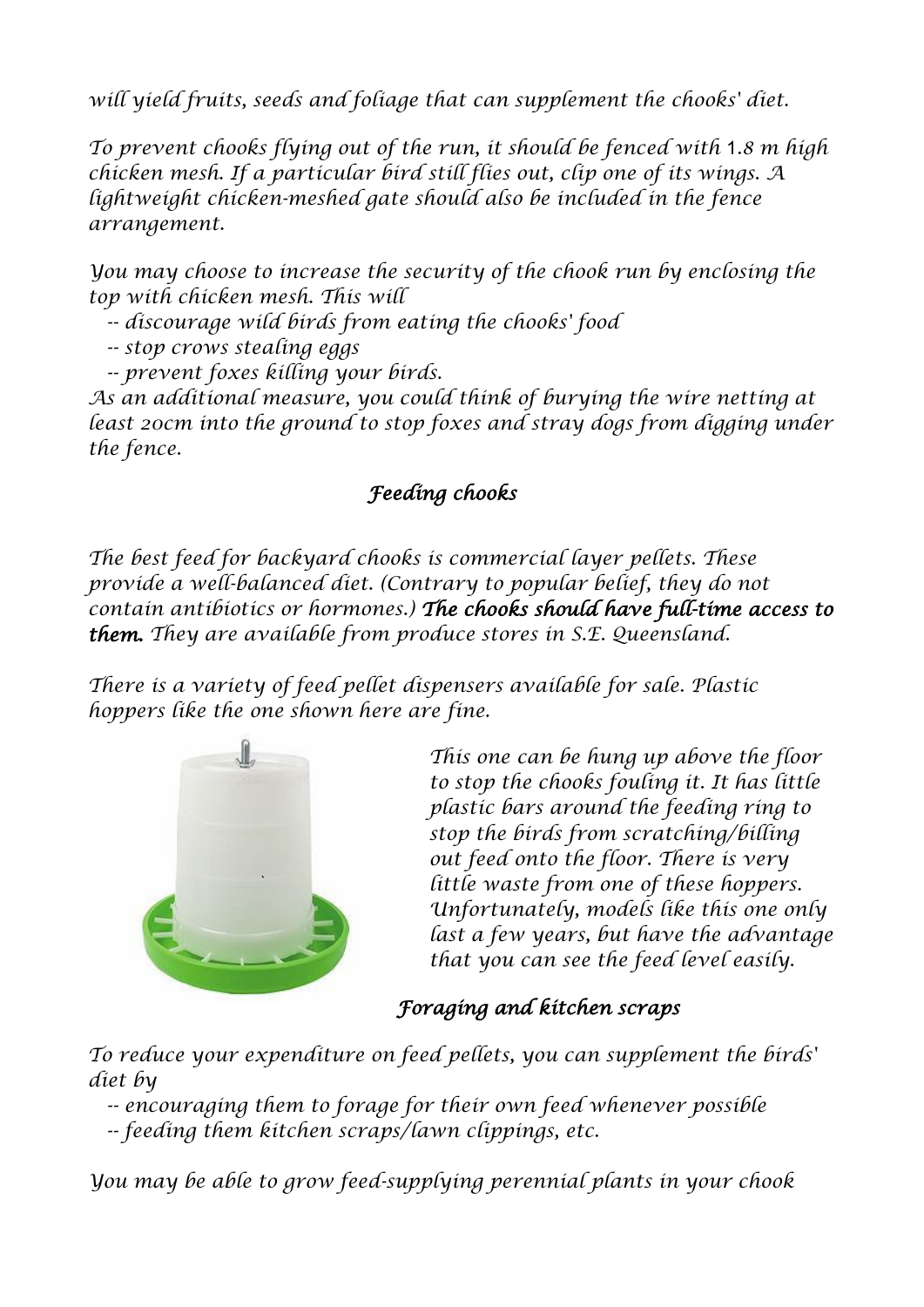*will yield fruits, seeds and foliage that can supplement the chooks' diet.*

*To prevent chooks flying out of the run, it should be fenced with 1.8 m high chicken mesh. If a particular bird still flies out, clip one of its wings. A lightweight chicken-meshed gate should also be included in the fence arrangement.*

*You may choose to increase the security of the chook run by enclosing the top with chicken mesh. This will*

- *discourage wild birds from eating the chooks' food*
- *stop crows stealing eggs*
- *prevent foxes killing your birds.*

*As an additional measure, you could think of burying the wire netting at least 20cm into the ground to stop foxes and stray dogs from digging under the fence.*

## *Feeding chooks*

*The best feed for backyard chooks is commercial layer pellets. These provide a well-balanced diet. (Contrary to popular belief, they do not contain antibiotics or hormones.)* ***The chooks should have full-time access to them.*** *They are available from produce stores in S.E. Queensland.*

*There is a variety of feed pellet dispensers available for sale. Plastic hoppers like the one shown here are fine.*

*This one can be hung up above the floor to stop the chooks fouling it. It has little plastic bars around the feeding ring to stop the birds from scratching/billing out feed onto the floor. There is very little waste from one of these hoppers. Unfortunately, models like this one only last a few years, but have the advantage that you can see the feed level easily.*

## *Foraging and kitchen scraps*

*To reduce your expenditure on feed pellets, you can supplement the birds' diet by*

- *encouraging them to forage for their own feed whenever possible*
- *feeding them kitchen scraps/lawn clippings, etc.*

*You may be able to grow feed-supplying perennial plants in your chook*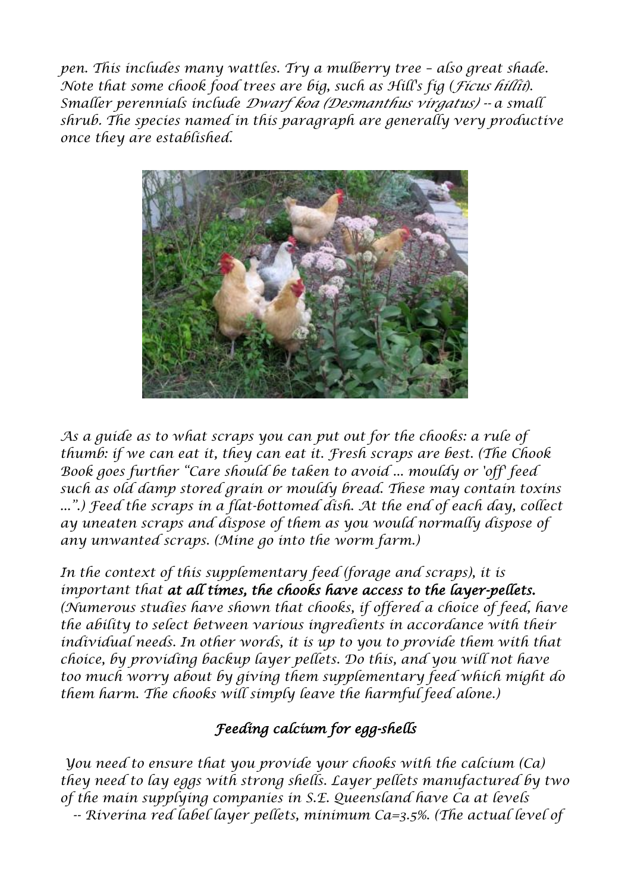*pen. This includes many wattles. Try a mulberry tree – also great shade. Note that some chook food trees are big, such as Hill's fig (Ficus hillii). Smaller perennials include Dwarf koa (Desmanthus virgatus) -- a small shrub. The species named in this paragraph are generally very productive once they are established.*

*As a guide as to what scraps you can put out for the chooks: a rule of thumb: if we can eat it, they can eat it. Fresh scraps are best. (The Chook Book goes further "Care should be taken to avoid ... mouldy or 'off' feed such as old damp stored grain or mouldy bread. These may contain toxins ...".) Feed the scraps in a flat-bottomed dish. At the end of each day, collect ay uneaten scraps and dispose of them as you would normally dispose of any unwanted scraps. (Mine go into the worm farm.)*

*In the context of this supplementary feed (forage and scraps), it is important that* ***at all times, the chooks have access to the layer-pellets.*** *(Numerous studies have shown that chooks, if offered a choice of feed, have the ability to select between various ingredients in accordance with their individual needs. In other words, it is up to you to provide them with that choice, by providing backup layer pellets. Do this, and you will not have too much worry about by giving them supplementary feed which might do them harm. The chooks will simply leave the harmful feed alone.)*

## *Feeding calcium for egg-shells*

*You need to ensure that you provide your chooks with the calcium (Ca) they need to lay eggs with strong shells. Layer pellets manufactured by two of the main supplying companies in S.E. Queensland have Ca at levels*

*-- Riverina red label layer pellets, minimum Ca=3.5%. (The actual level of*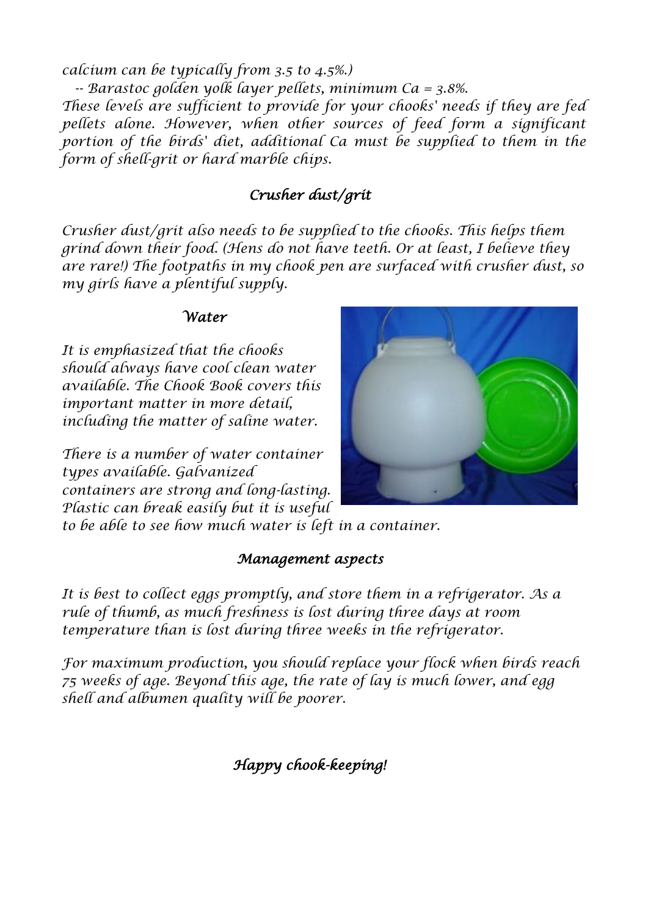*calcium can be typically from 3.5 to 4.5%.)*

*-- Barastoc golden yolk layer pellets, minimum Ca = 3.8%.*

*These levels are sufficient to provide for your chooks' needs if they are fed pellets alone. However, when other sources of feed form a significant portion of the birds' diet, additional Ca must be supplied to them in the form of shell-grit or hard marble chips.*

### *Crusher dust/grit*

*Crusher dust/grit also needs to be supplied to the chooks. This helps them grind down their food. (Hens do not have teeth. Or at least, I believe they are rare!) The footpaths in my chook pen are surfaced with crusher dust, so my girls have a plentiful supply.*

### *Water*

*It is emphasized that the chooks should always have cool clean water available. The Chook Book covers this important matter in more detail, including the matter of saline water.*

*There is a number of water container types available. Galvanized containers are strong and long-lasting. Plastic can break easily but it is useful to be able to see how much water is left in a container.*

### *Management aspects*

*It is best to collect eggs promptly, and store them in a refrigerator. As a rule of thumb, as much freshness is lost during three days at room temperature than is lost during three weeks in the refrigerator.*

*For maximum production, you should replace your flock when birds reach 75 weeks of age. Beyond this age, the rate of lay is much lower, and egg shell and albumen quality will be poorer.*

### *Happy chook-keeping!*